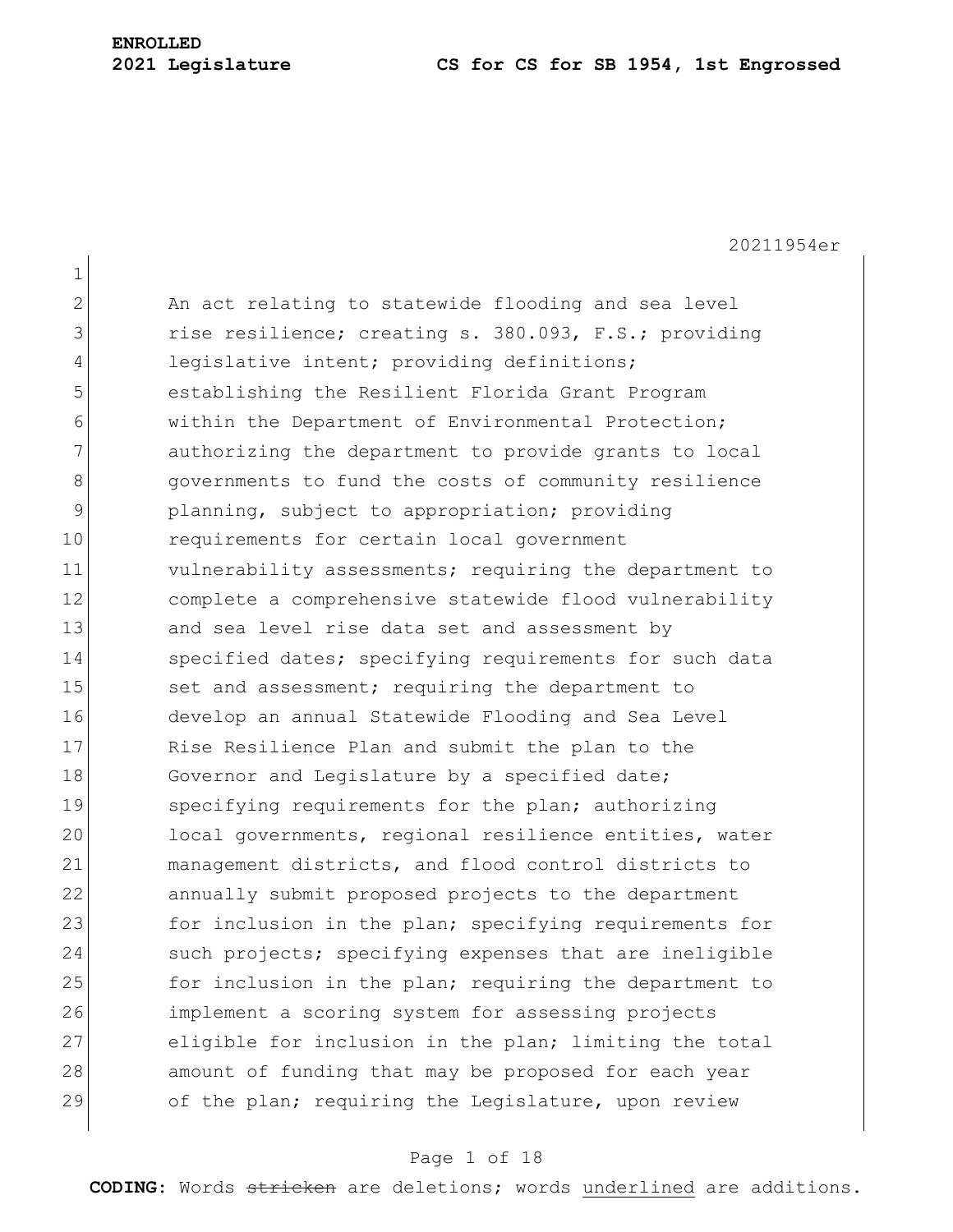**ENROLLED**
**2021 Legislature** **CS for CS for SB 1954, 1st Engrossed**

20211954er

An act relating to statewide flooding and sea level rise resilience; creating s. 380.093, F.S.; providing legislative intent; providing definitions; establishing the Resilient Florida Grant Program within the Department of Environmental Protection; authorizing the department to provide grants to local governments to fund the costs of community resilience planning, subject to appropriation; providing requirements for certain local government vulnerability assessments; requiring the department to complete a comprehensive statewide flood vulnerability and sea level rise data set and assessment by specified dates; specifying requirements for such data set and assessment; requiring the department to develop an annual Statewide Flooding and Sea Level Rise Resilience Plan and submit the plan to the Governor and Legislature by a specified date; specifying requirements for the plan; authorizing local governments, regional resilience entities, water management districts, and flood control districts to annually submit proposed projects to the department for inclusion in the plan; specifying requirements for such projects; specifying expenses that are ineligible for inclusion in the plan; requiring the department to implement a scoring system for assessing projects eligible for inclusion in the plan; limiting the total amount of funding that may be proposed for each year of the plan; requiring the Legislature, upon review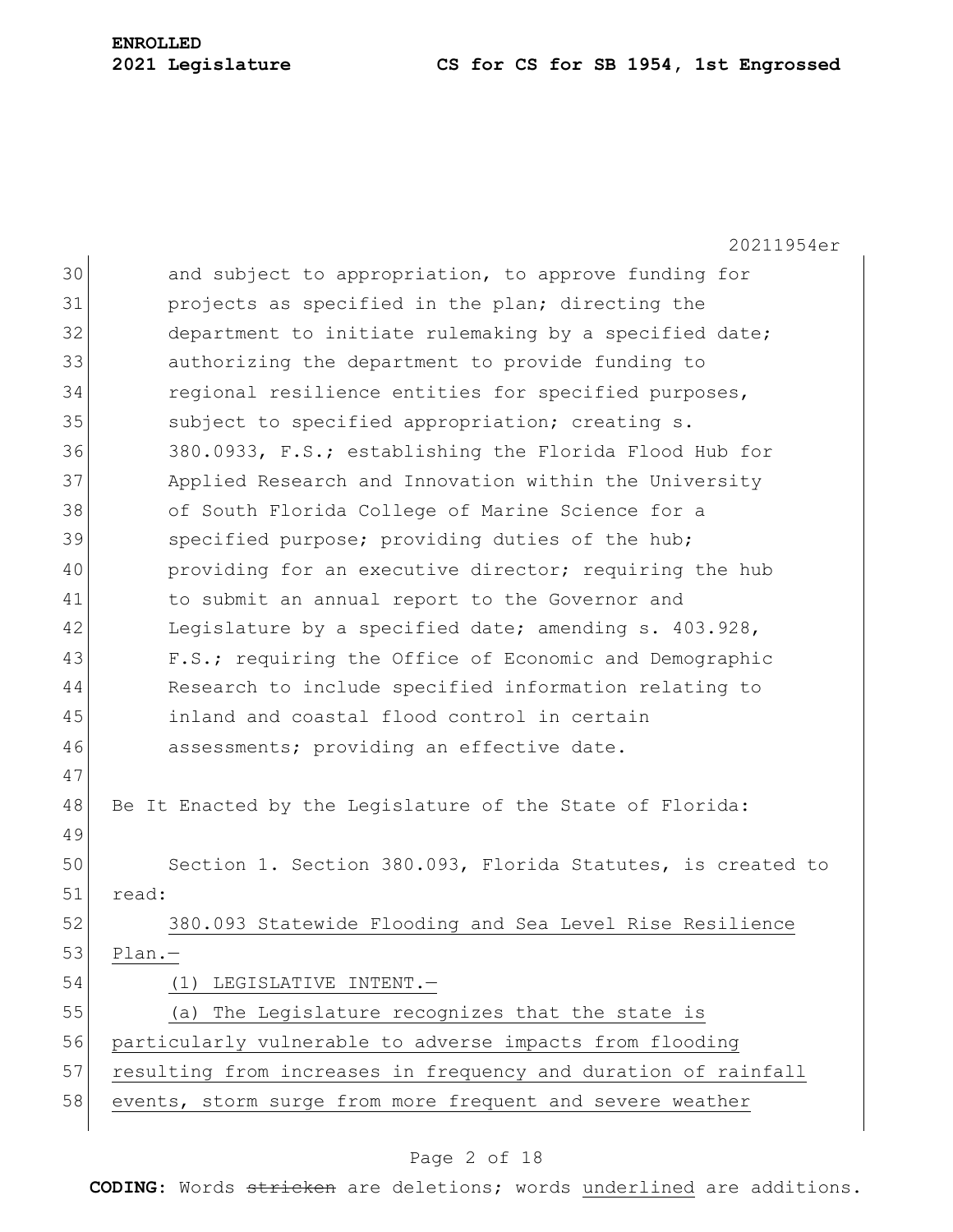and subject to appropriation, to approve funding for projects as specified in the plan; directing the department to initiate rulemaking by a specified date; authorizing the department to provide funding to regional resilience entities for specified purposes, subject to specified appropriation; creating s. 380.0933, F.S.; establishing the Florida Flood Hub for Applied Research and Innovation within the University of South Florida College of Marine Science for a specified purpose; providing duties of the hub; providing for an executive director; requiring the hub to submit an annual report to the Governor and Legislature by a specified date; amending s. 403.928, F.S.; requiring the Office of Economic and Demographic Research to include specified information relating to inland and coastal flood control in certain assessments; providing an effective date.

Be It Enacted by the Legislature of the State of Florida:

Section 1. Section 380.093, Florida Statutes, is created to read:

380.093 Statewide Flooding and Sea Level Rise Resilience Plan.—

(1) LEGISLATIVE INTENT.—

(a) The Legislature recognizes that the state is particularly vulnerable to adverse impacts from flooding resulting from increases in frequency and duration of rainfall events, storm surge from more frequent and severe weather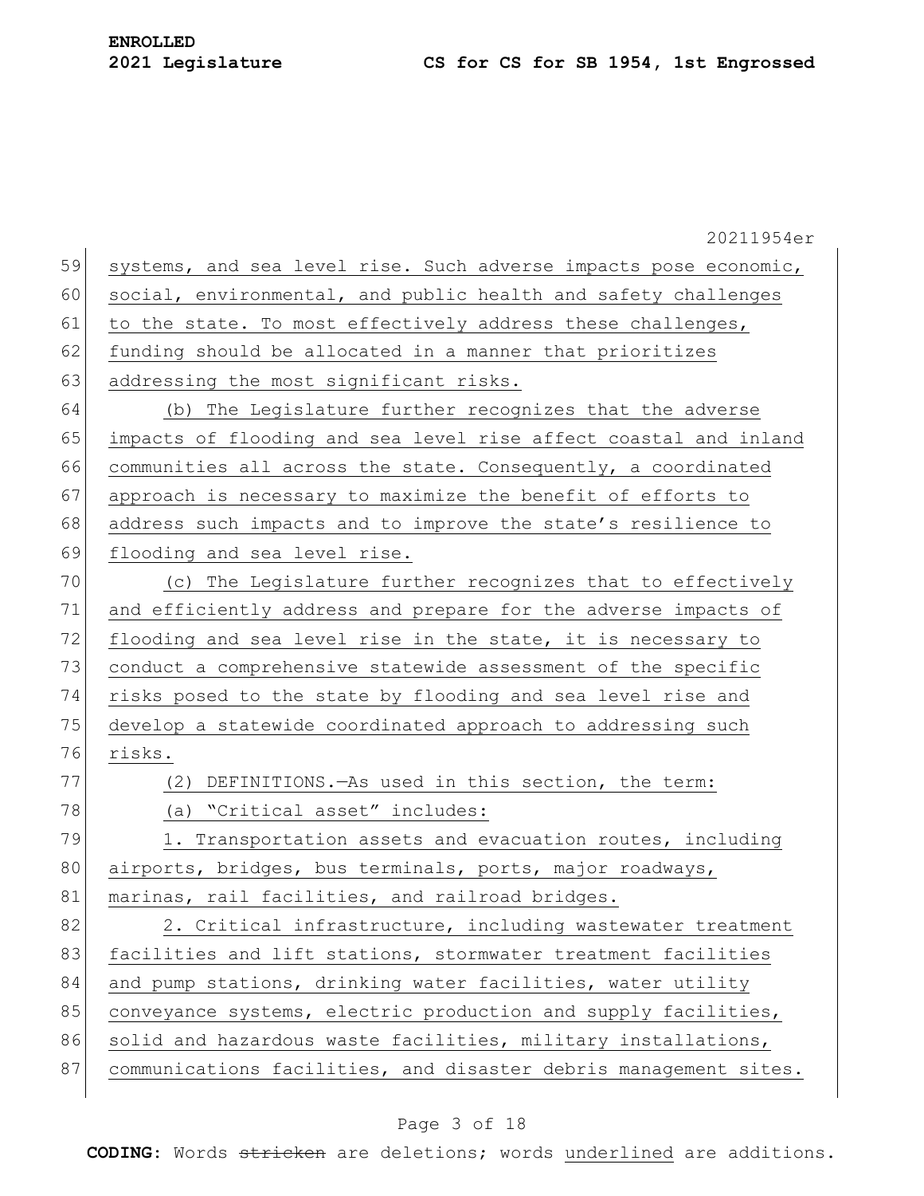systems, and sea level rise. Such adverse impacts pose economic, social, environmental, and public health and safety challenges to the state. To most effectively address these challenges, funding should be allocated in a manner that prioritizes addressing the most significant risks.

(b) The Legislature further recognizes that the adverse impacts of flooding and sea level rise affect coastal and inland communities all across the state. Consequently, a coordinated approach is necessary to maximize the benefit of efforts to address such impacts and to improve the state's resilience to flooding and sea level rise.

(c) The Legislature further recognizes that to effectively and efficiently address and prepare for the adverse impacts of flooding and sea level rise in the state, it is necessary to conduct a comprehensive statewide assessment of the specific risks posed to the state by flooding and sea level rise and develop a statewide coordinated approach to addressing such risks.

(2) DEFINITIONS.—As used in this section, the term:

(a) "Critical asset" includes:

1. Transportation assets and evacuation routes, including airports, bridges, bus terminals, ports, major roadways, marinas, rail facilities, and railroad bridges.

2. Critical infrastructure, including wastewater treatment facilities and lift stations, stormwater treatment facilities and pump stations, drinking water facilities, water utility conveyance systems, electric production and supply facilities, solid and hazardous waste facilities, military installations, communications facilities, and disaster debris management sites.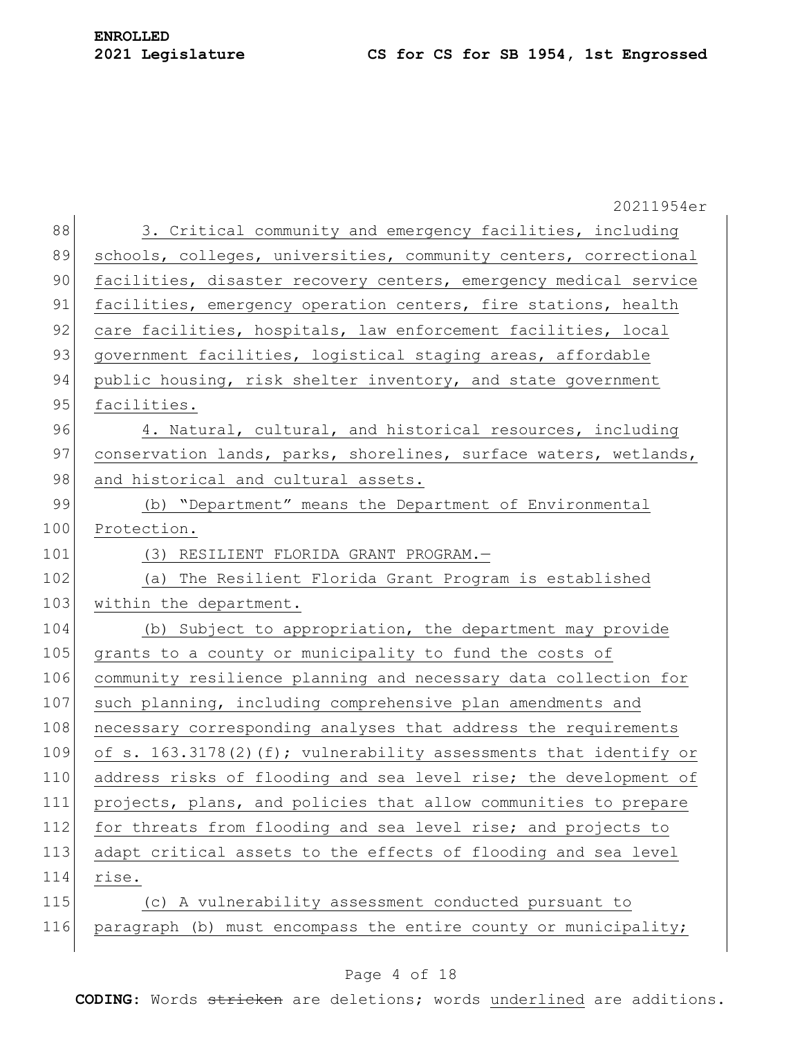3. Critical community and emergency facilities, including schools, colleges, universities, community centers, correctional facilities, disaster recovery centers, emergency medical service facilities, emergency operation centers, fire stations, health care facilities, hospitals, law enforcement facilities, local government facilities, logistical staging areas, affordable public housing, risk shelter inventory, and state government facilities.

4. Natural, cultural, and historical resources, including conservation lands, parks, shorelines, surface waters, wetlands, and historical and cultural assets.

(b) "Department" means the Department of Environmental Protection.

(3) RESILIENT FLORIDA GRANT PROGRAM.—

(a) The Resilient Florida Grant Program is established within the department.

(b) Subject to appropriation, the department may provide grants to a county or municipality to fund the costs of community resilience planning and necessary data collection for such planning, including comprehensive plan amendments and necessary corresponding analyses that address the requirements of s. 163.3178(2)(f); vulnerability assessments that identify or address risks of flooding and sea level rise; the development of projects, plans, and policies that allow communities to prepare for threats from flooding and sea level rise; and projects to adapt critical assets to the effects of flooding and sea level rise.

(c) A vulnerability assessment conducted pursuant to paragraph (b) must encompass the entire county or municipality;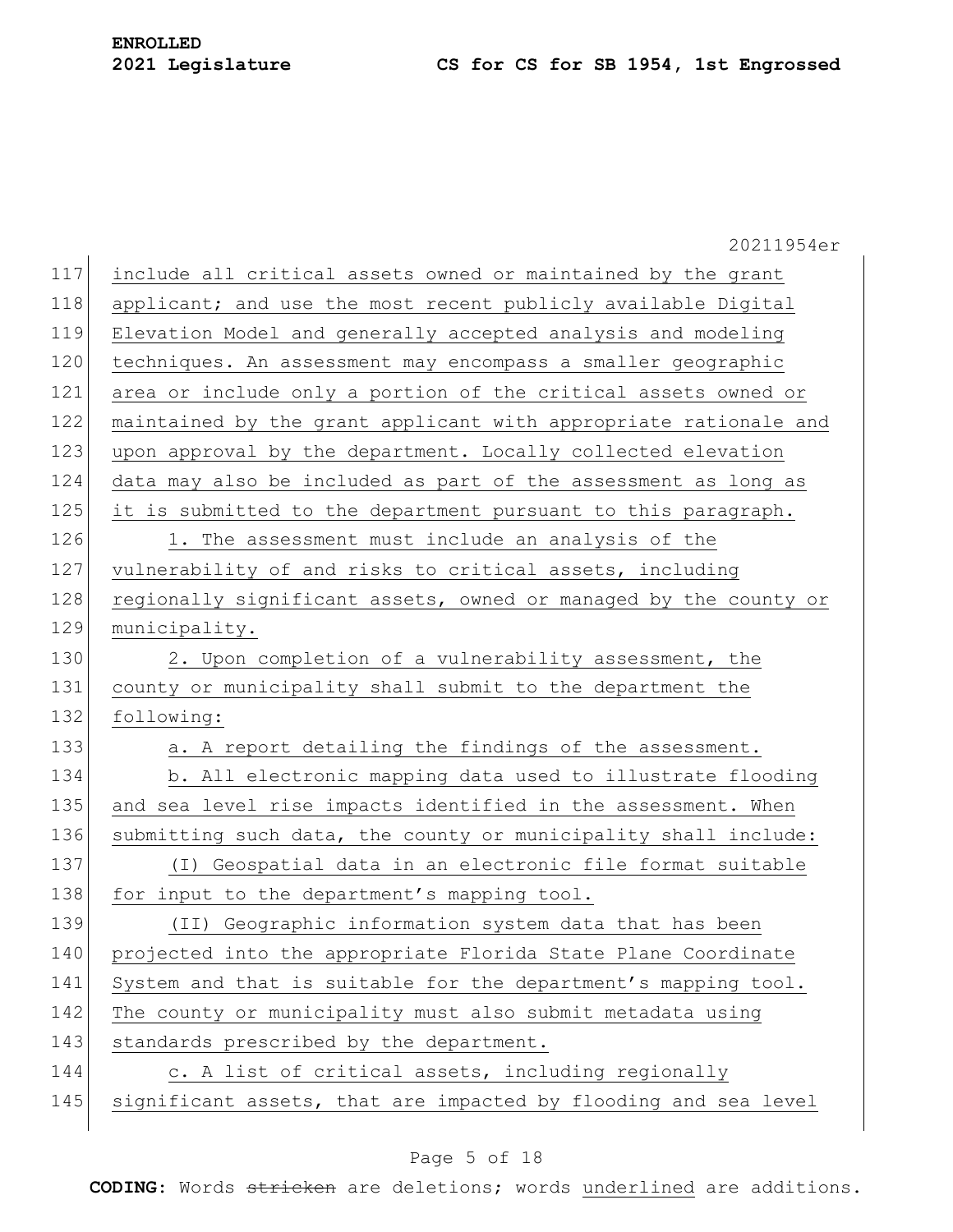include all critical assets owned or maintained by the grant applicant; and use the most recent publicly available Digital Elevation Model and generally accepted analysis and modeling techniques. An assessment may encompass a smaller geographic area or include only a portion of the critical assets owned or maintained by the grant applicant with appropriate rationale and upon approval by the department. Locally collected elevation data may also be included as part of the assessment as long as it is submitted to the department pursuant to this paragraph.

1. The assessment must include an analysis of the vulnerability of and risks to critical assets, including regionally significant assets, owned or managed by the county or municipality.

2. Upon completion of a vulnerability assessment, the county or municipality shall submit to the department the following:

a. A report detailing the findings of the assessment.

b. All electronic mapping data used to illustrate flooding and sea level rise impacts identified in the assessment. When submitting such data, the county or municipality shall include:

(I) Geospatial data in an electronic file format suitable for input to the department's mapping tool.

(II) Geographic information system data that has been projected into the appropriate Florida State Plane Coordinate System and that is suitable for the department's mapping tool. The county or municipality must also submit metadata using standards prescribed by the department.

c. A list of critical assets, including regionally significant assets, that are impacted by flooding and sea level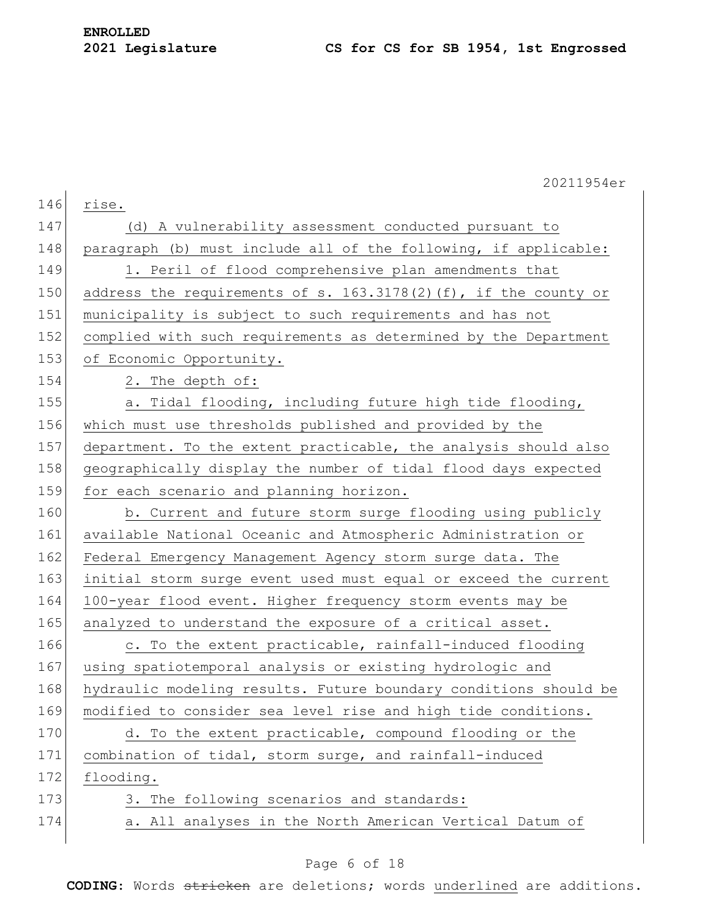rise.

(d) A vulnerability assessment conducted pursuant to paragraph (b) must include all of the following, if applicable:

1. Peril of flood comprehensive plan amendments that address the requirements of s. 163.3178(2)(f), if the county or municipality is subject to such requirements and has not complied with such requirements as determined by the Department of Economic Opportunity.

2. The depth of:

a. Tidal flooding, including future high tide flooding, which must use thresholds published and provided by the department. To the extent practicable, the analysis should also geographically display the number of tidal flood days expected for each scenario and planning horizon.

b. Current and future storm surge flooding using publicly available National Oceanic and Atmospheric Administration or Federal Emergency Management Agency storm surge data. The initial storm surge event used must equal or exceed the current 100-year flood event. Higher frequency storm events may be analyzed to understand the exposure of a critical asset.

c. To the extent practicable, rainfall-induced flooding using spatiotemporal analysis or existing hydrologic and hydraulic modeling results. Future boundary conditions should be modified to consider sea level rise and high tide conditions.

d. To the extent practicable, compound flooding or the combination of tidal, storm surge, and rainfall-induced flooding.

3. The following scenarios and standards:

a. All analyses in the North American Vertical Datum of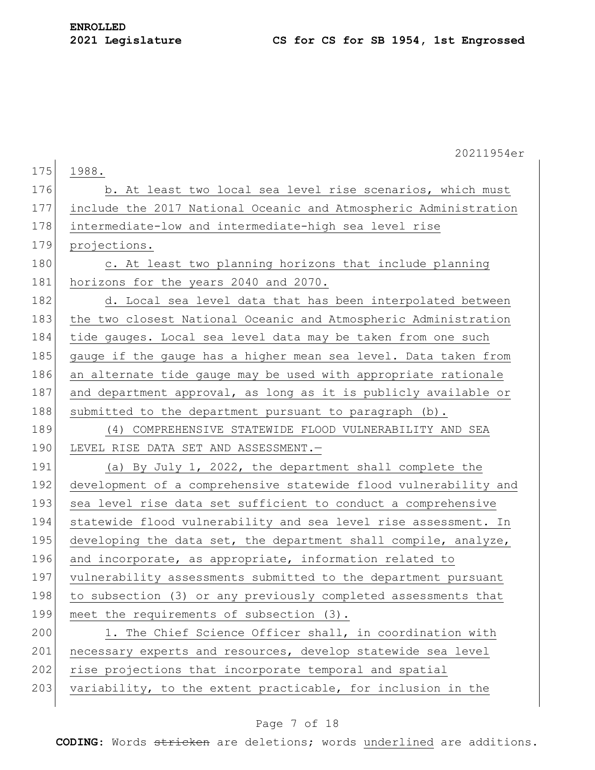1988.

b. At least two local sea level rise scenarios, which must include the 2017 National Oceanic and Atmospheric Administration intermediate-low and intermediate-high sea level rise projections.

c. At least two planning horizons that include planning horizons for the years 2040 and 2070.

d. Local sea level data that has been interpolated between the two closest National Oceanic and Atmospheric Administration tide gauges. Local sea level data may be taken from one such gauge if the gauge has a higher mean sea level. Data taken from an alternate tide gauge may be used with appropriate rationale and department approval, as long as it is publicly available or submitted to the department pursuant to paragraph (b).

(4) COMPREHENSIVE STATEWIDE FLOOD VULNERABILITY AND SEA LEVEL RISE DATA SET AND ASSESSMENT.—

(a) By July 1, 2022, the department shall complete the development of a comprehensive statewide flood vulnerability and sea level rise data set sufficient to conduct a comprehensive statewide flood vulnerability and sea level rise assessment. In developing the data set, the department shall compile, analyze, and incorporate, as appropriate, information related to vulnerability assessments submitted to the department pursuant to subsection (3) or any previously completed assessments that meet the requirements of subsection (3).

1. The Chief Science Officer shall, in coordination with necessary experts and resources, develop statewide sea level rise projections that incorporate temporal and spatial variability, to the extent practicable, for inclusion in the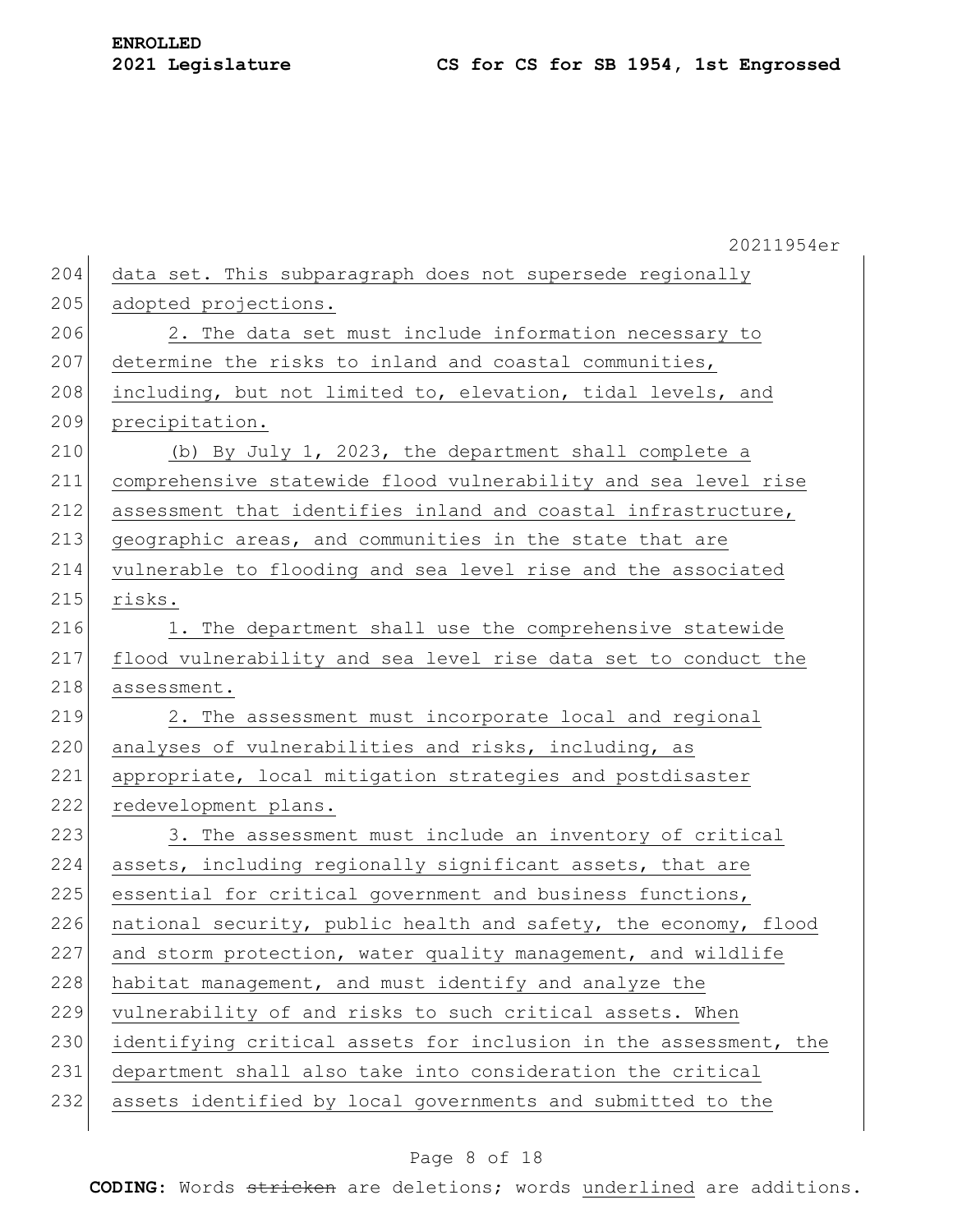data set. This subparagraph does not supersede regionally adopted projections.

2. The data set must include information necessary to determine the risks to inland and coastal communities, including, but not limited to, elevation, tidal levels, and precipitation.

(b) By July 1, 2023, the department shall complete a comprehensive statewide flood vulnerability and sea level rise assessment that identifies inland and coastal infrastructure, geographic areas, and communities in the state that are vulnerable to flooding and sea level rise and the associated risks.

1. The department shall use the comprehensive statewide flood vulnerability and sea level rise data set to conduct the assessment.

2. The assessment must incorporate local and regional analyses of vulnerabilities and risks, including, as appropriate, local mitigation strategies and postdisaster redevelopment plans.

3. The assessment must include an inventory of critical assets, including regionally significant assets, that are essential for critical government and business functions, national security, public health and safety, the economy, flood and storm protection, water quality management, and wildlife habitat management, and must identify and analyze the vulnerability of and risks to such critical assets. When identifying critical assets for inclusion in the assessment, the department shall also take into consideration the critical assets identified by local governments and submitted to the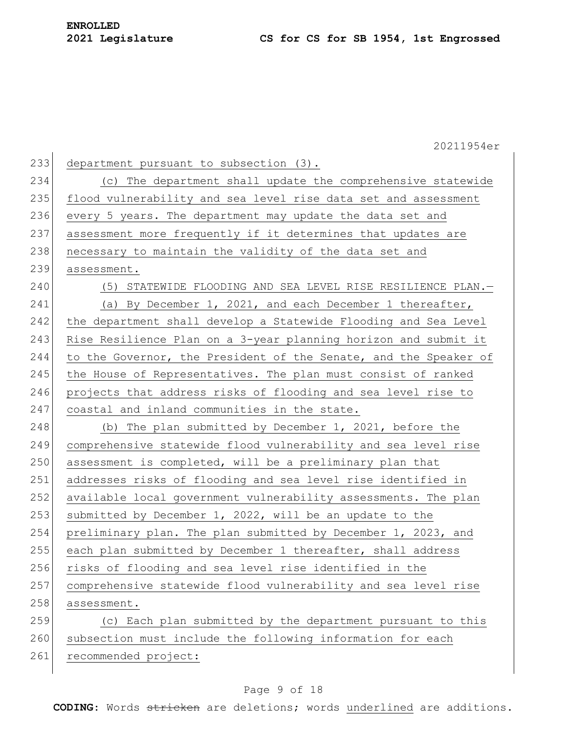department pursuant to subsection (3).

(c) The department shall update the comprehensive statewide flood vulnerability and sea level rise data set and assessment every 5 years. The department may update the data set and assessment more frequently if it determines that updates are necessary to maintain the validity of the data set and assessment.

(5) STATEWIDE FLOODING AND SEA LEVEL RISE RESILIENCE PLAN.—

(a) By December 1, 2021, and each December 1 thereafter, the department shall develop a Statewide Flooding and Sea Level Rise Resilience Plan on a 3-year planning horizon and submit it to the Governor, the President of the Senate, and the Speaker of the House of Representatives. The plan must consist of ranked projects that address risks of flooding and sea level rise to coastal and inland communities in the state.

(b) The plan submitted by December 1, 2021, before the comprehensive statewide flood vulnerability and sea level rise assessment is completed, will be a preliminary plan that addresses risks of flooding and sea level rise identified in available local government vulnerability assessments. The plan submitted by December 1, 2022, will be an update to the preliminary plan. The plan submitted by December 1, 2023, and each plan submitted by December 1 thereafter, shall address risks of flooding and sea level rise identified in the comprehensive statewide flood vulnerability and sea level rise assessment.

(c) Each plan submitted by the department pursuant to this subsection must include the following information for each recommended project: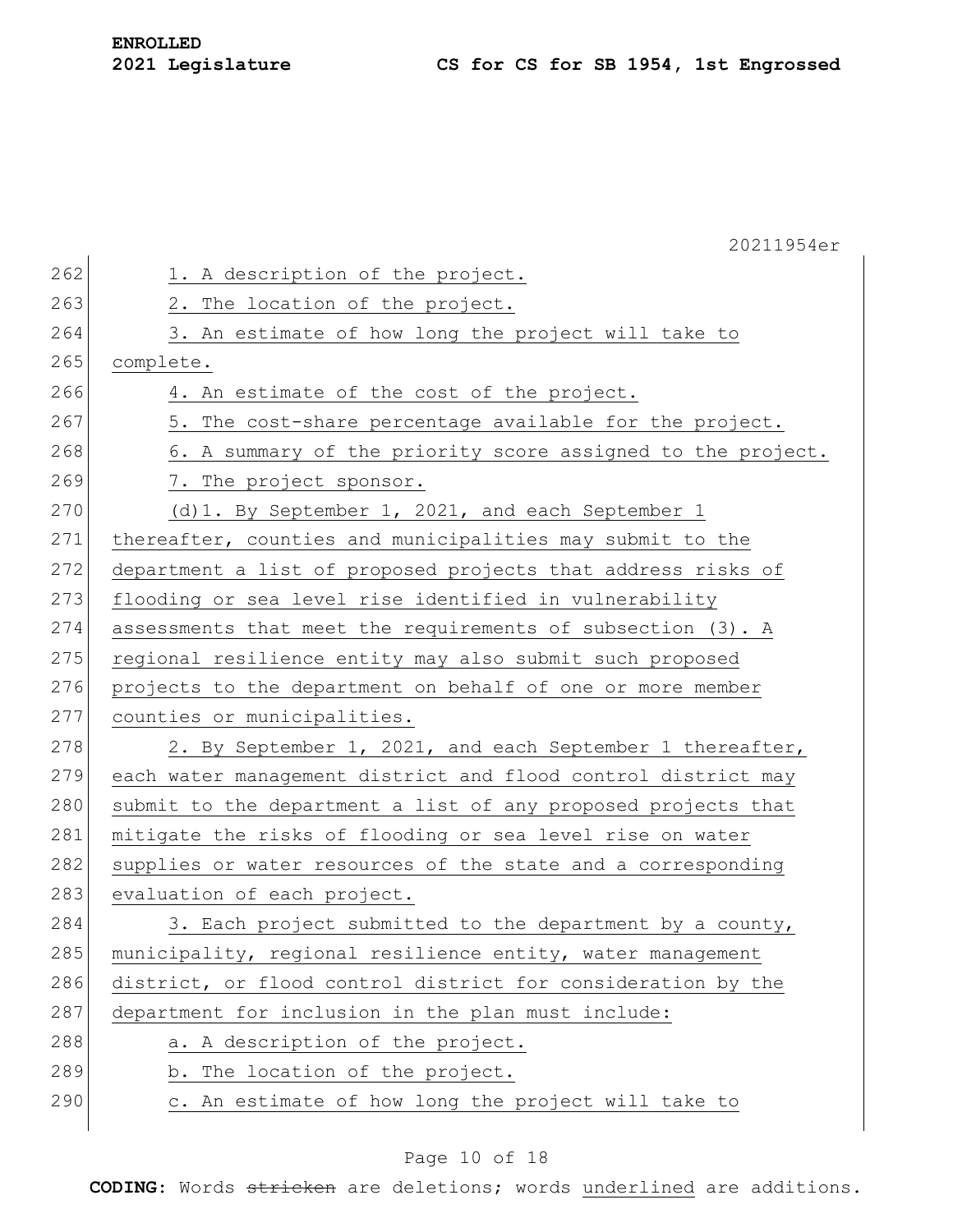1. A description of the project.

2. The location of the project.

3. An estimate of how long the project will take to complete.

4. An estimate of the cost of the project.

5. The cost-share percentage available for the project.

6. A summary of the priority score assigned to the project.

7. The project sponsor.

(d)1. By September 1, 2021, and each September 1 thereafter, counties and municipalities may submit to the department a list of proposed projects that address risks of flooding or sea level rise identified in vulnerability assessments that meet the requirements of subsection (3). A regional resilience entity may also submit such proposed projects to the department on behalf of one or more member counties or municipalities.

2. By September 1, 2021, and each September 1 thereafter, each water management district and flood control district may submit to the department a list of any proposed projects that mitigate the risks of flooding or sea level rise on water supplies or water resources of the state and a corresponding evaluation of each project.

3. Each project submitted to the department by a county, municipality, regional resilience entity, water management district, or flood control district for consideration by the department for inclusion in the plan must include:

a. A description of the project.

b. The location of the project.

c. An estimate of how long the project will take to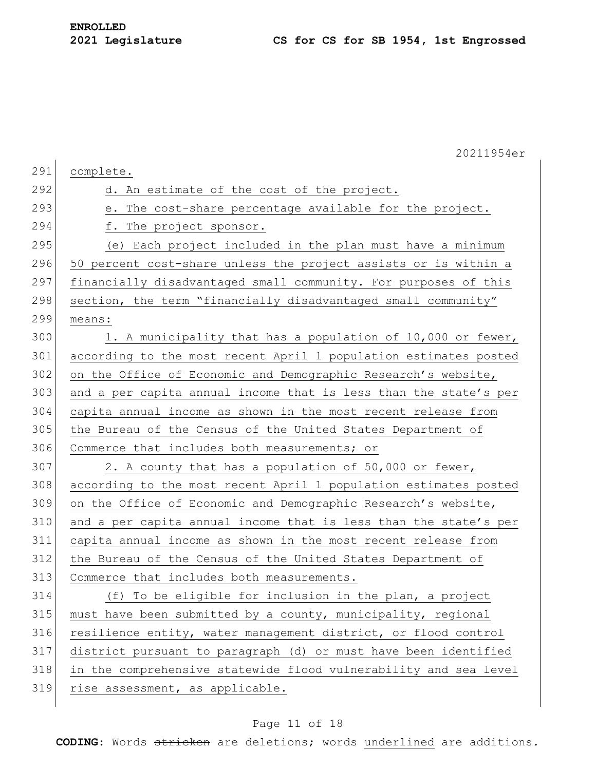complete.

d. An estimate of the cost of the project.

e. The cost-share percentage available for the project.

f. The project sponsor.

(e) Each project included in the plan must have a minimum 50 percent cost-share unless the project assists or is within a financially disadvantaged small community. For purposes of this section, the term "financially disadvantaged small community" means:

1. A municipality that has a population of 10,000 or fewer, according to the most recent April 1 population estimates posted on the Office of Economic and Demographic Research's website, and a per capita annual income that is less than the state's per capita annual income as shown in the most recent release from the Bureau of the Census of the United States Department of Commerce that includes both measurements; or

2. A county that has a population of 50,000 or fewer, according to the most recent April 1 population estimates posted on the Office of Economic and Demographic Research's website, and a per capita annual income that is less than the state's per capita annual income as shown in the most recent release from the Bureau of the Census of the United States Department of Commerce that includes both measurements.

(f) To be eligible for inclusion in the plan, a project must have been submitted by a county, municipality, regional resilience entity, water management district, or flood control district pursuant to paragraph (d) or must have been identified in the comprehensive statewide flood vulnerability and sea level rise assessment, as applicable.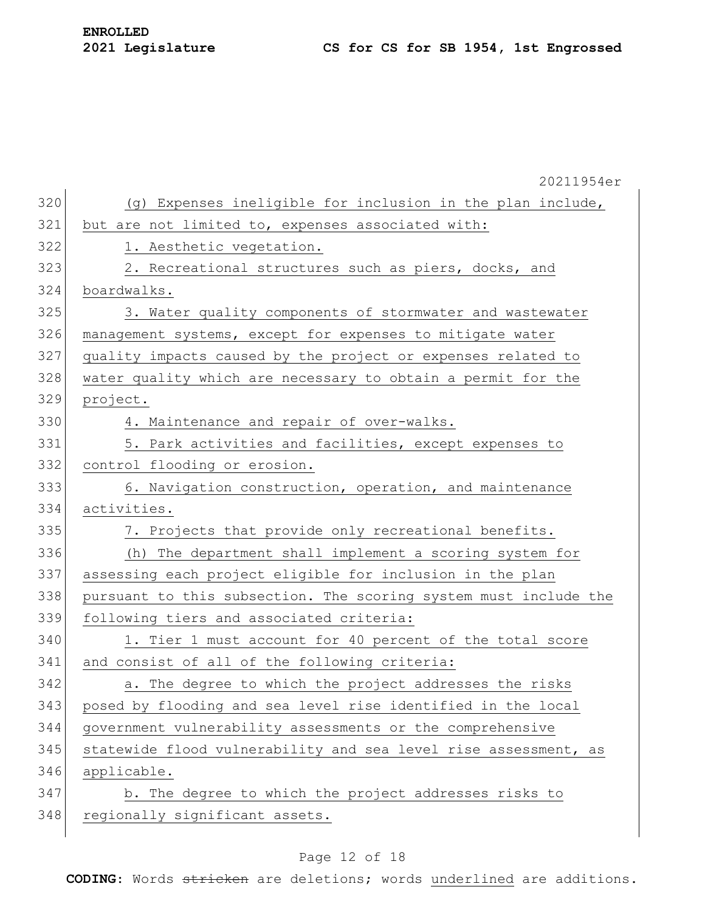(g) Expenses ineligible for inclusion in the plan include, but are not limited to, expenses associated with:

1. Aesthetic vegetation.

2. Recreational structures such as piers, docks, and boardwalks.

3. Water quality components of stormwater and wastewater management systems, except for expenses to mitigate water quality impacts caused by the project or expenses related to water quality which are necessary to obtain a permit for the project.

4. Maintenance and repair of over-walks.

5. Park activities and facilities, except expenses to control flooding or erosion.

6. Navigation construction, operation, and maintenance activities.

7. Projects that provide only recreational benefits.

(h) The department shall implement a scoring system for assessing each project eligible for inclusion in the plan pursuant to this subsection. The scoring system must include the following tiers and associated criteria:

1. Tier 1 must account for 40 percent of the total score and consist of all of the following criteria:

a. The degree to which the project addresses the risks posed by flooding and sea level rise identified in the local government vulnerability assessments or the comprehensive statewide flood vulnerability and sea level rise assessment, as applicable.

b. The degree to which the project addresses risks to regionally significant assets.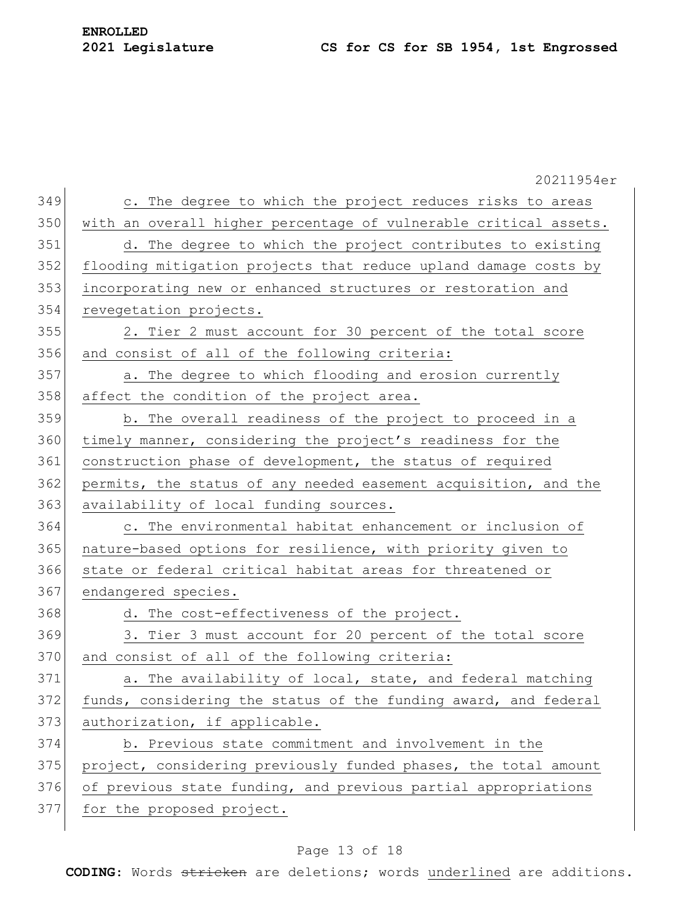c. The degree to which the project reduces risks to areas with an overall higher percentage of vulnerable critical assets.

d. The degree to which the project contributes to existing flooding mitigation projects that reduce upland damage costs by incorporating new or enhanced structures or restoration and revegetation projects.

2. Tier 2 must account for 30 percent of the total score and consist of all of the following criteria:

a. The degree to which flooding and erosion currently affect the condition of the project area.

b. The overall readiness of the project to proceed in a timely manner, considering the project's readiness for the construction phase of development, the status of required permits, the status of any needed easement acquisition, and the availability of local funding sources.

c. The environmental habitat enhancement or inclusion of nature-based options for resilience, with priority given to state or federal critical habitat areas for threatened or endangered species.

d. The cost-effectiveness of the project.

3. Tier 3 must account for 20 percent of the total score and consist of all of the following criteria:

a. The availability of local, state, and federal matching funds, considering the status of the funding award, and federal authorization, if applicable.

b. Previous state commitment and involvement in the project, considering previously funded phases, the total amount of previous state funding, and previous partial appropriations for the proposed project.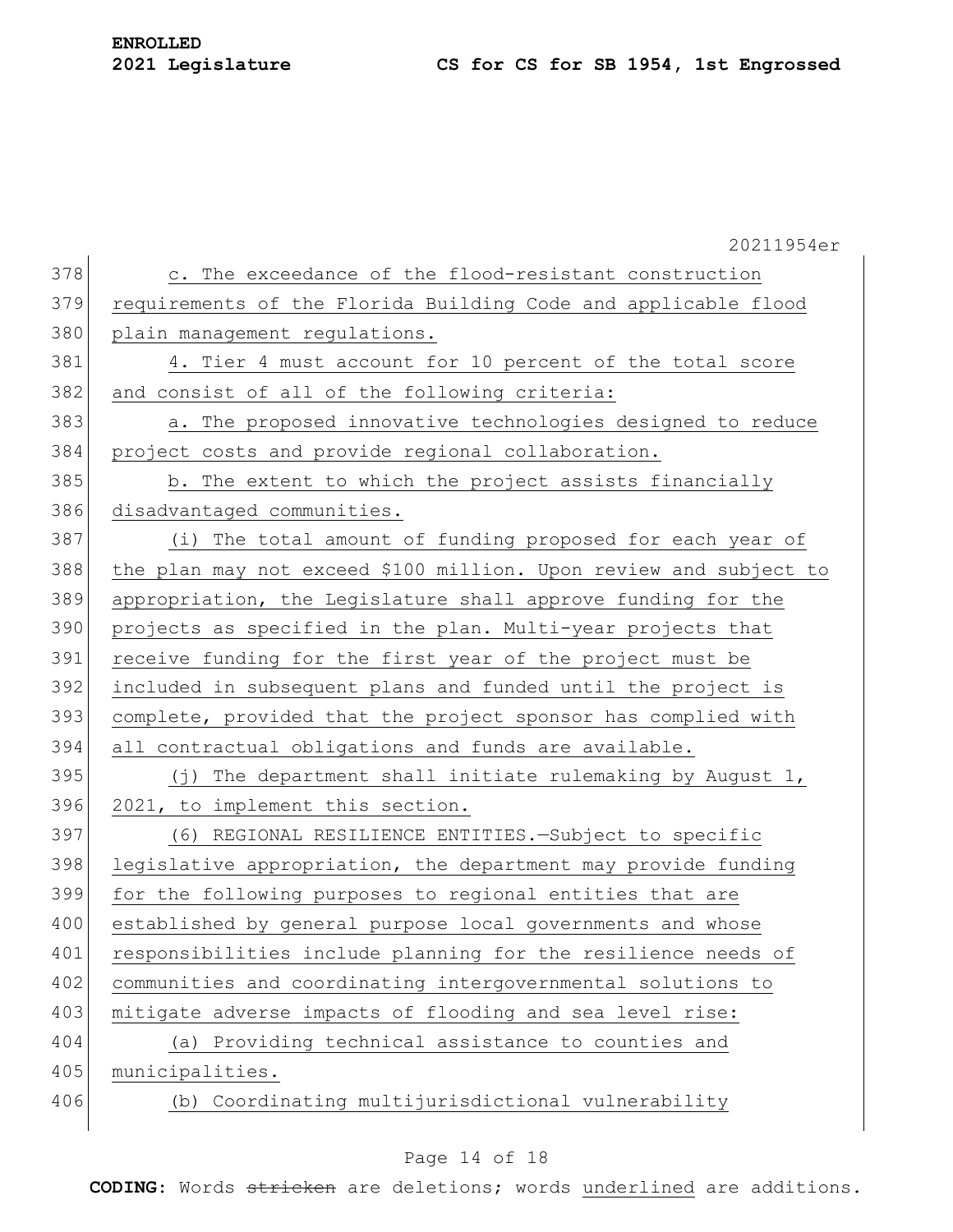c. The exceedance of the flood-resistant construction requirements of the Florida Building Code and applicable flood plain management regulations.

4. Tier 4 must account for 10 percent of the total score and consist of all of the following criteria:

a. The proposed innovative technologies designed to reduce project costs and provide regional collaboration.

b. The extent to which the project assists financially disadvantaged communities.

(i) The total amount of funding proposed for each year of the plan may not exceed $100 million. Upon review and subject to appropriation, the Legislature shall approve funding for the projects as specified in the plan. Multi-year projects that receive funding for the first year of the project must be included in subsequent plans and funded until the project is complete, provided that the project sponsor has complied with all contractual obligations and funds are available.

(j) The department shall initiate rulemaking by August 1, 2021, to implement this section.

(6) REGIONAL RESILIENCE ENTITIES.—Subject to specific legislative appropriation, the department may provide funding for the following purposes to regional entities that are established by general purpose local governments and whose responsibilities include planning for the resilience needs of communities and coordinating intergovernmental solutions to mitigate adverse impacts of flooding and sea level rise:

(a) Providing technical assistance to counties and municipalities.

(b) Coordinating multijurisdictional vulnerability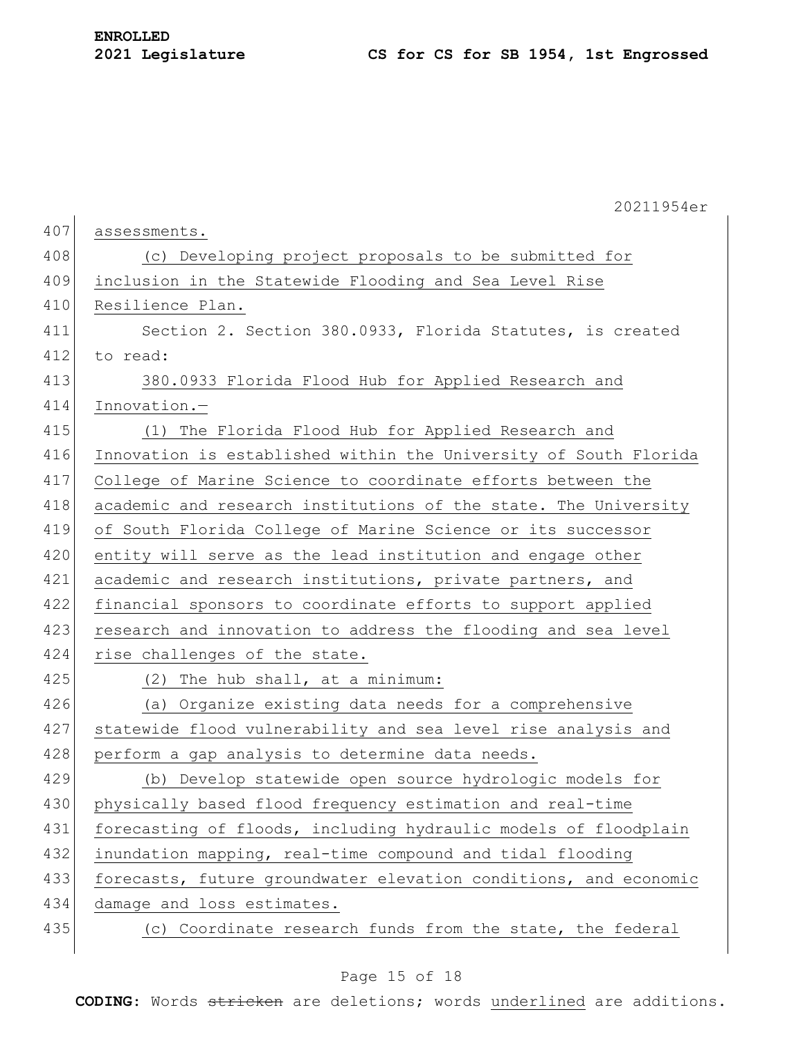assessments.

(c) Developing project proposals to be submitted for inclusion in the Statewide Flooding and Sea Level Rise Resilience Plan.

Section 2. Section 380.0933, Florida Statutes, is created to read:

380.0933 Florida Flood Hub for Applied Research and Innovation.—

(1) The Florida Flood Hub for Applied Research and Innovation is established within the University of South Florida College of Marine Science to coordinate efforts between the academic and research institutions of the state. The University of South Florida College of Marine Science or its successor entity will serve as the lead institution and engage other academic and research institutions, private partners, and financial sponsors to coordinate efforts to support applied research and innovation to address the flooding and sea level rise challenges of the state.

(2) The hub shall, at a minimum:

(a) Organize existing data needs for a comprehensive statewide flood vulnerability and sea level rise analysis and perform a gap analysis to determine data needs.

(b) Develop statewide open source hydrologic models for physically based flood frequency estimation and real-time forecasting of floods, including hydraulic models of floodplain inundation mapping, real-time compound and tidal flooding forecasts, future groundwater elevation conditions, and economic damage and loss estimates.

(c) Coordinate research funds from the state, the federal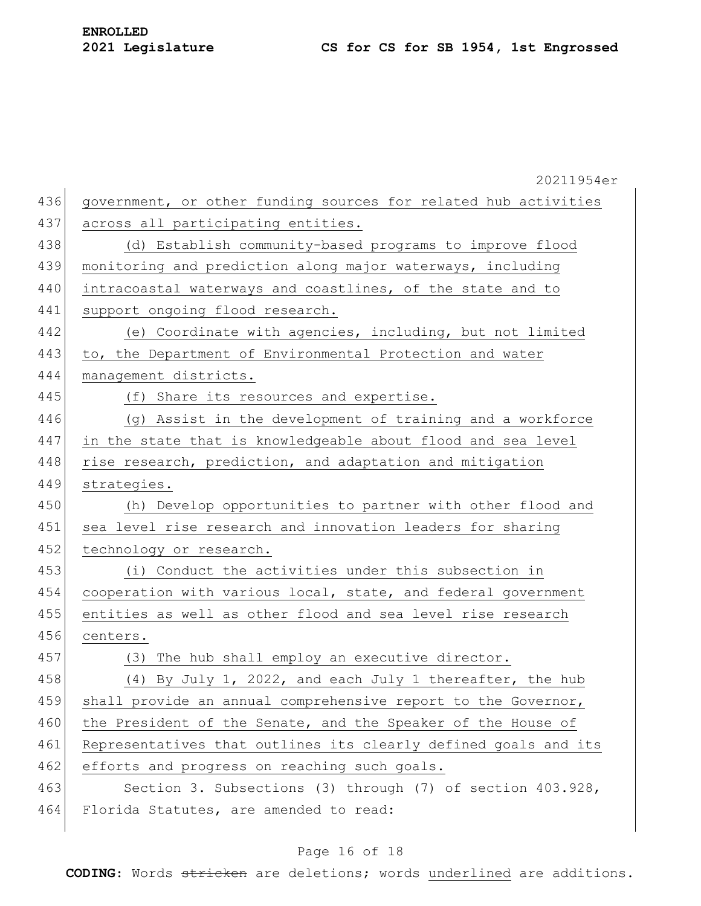government, or other funding sources for related hub activities across all participating entities.

(d) Establish community-based programs to improve flood monitoring and prediction along major waterways, including intracoastal waterways and coastlines, of the state and to support ongoing flood research.

(e) Coordinate with agencies, including, but not limited to, the Department of Environmental Protection and water management districts.

(f) Share its resources and expertise.

(g) Assist in the development of training and a workforce in the state that is knowledgeable about flood and sea level rise research, prediction, and adaptation and mitigation strategies.

(h) Develop opportunities to partner with other flood and sea level rise research and innovation leaders for sharing technology or research.

(i) Conduct the activities under this subsection in cooperation with various local, state, and federal government entities as well as other flood and sea level rise research centers.

(3) The hub shall employ an executive director.

(4) By July 1, 2022, and each July 1 thereafter, the hub shall provide an annual comprehensive report to the Governor, the President of the Senate, and the Speaker of the House of Representatives that outlines its clearly defined goals and its efforts and progress on reaching such goals.

Section 3. Subsections (3) through (7) of section 403.928, Florida Statutes, are amended to read: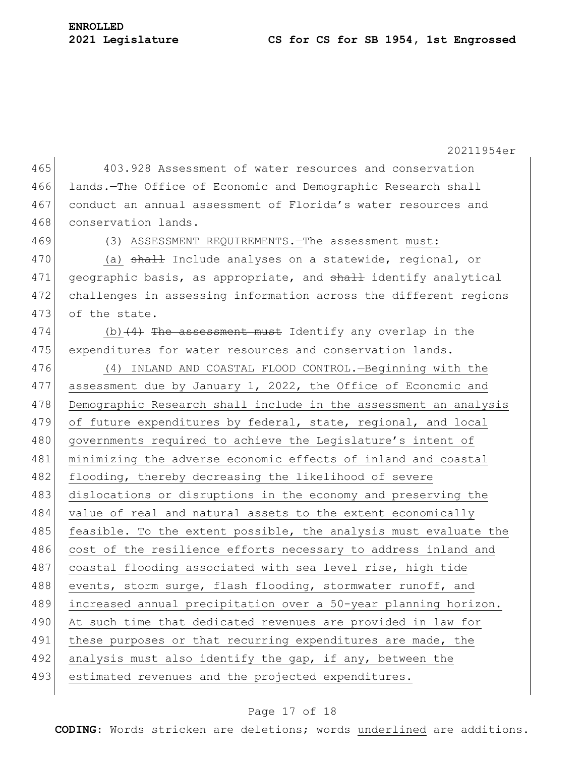403.928 Assessment of water resources and conservation lands.—The Office of Economic and Demographic Research shall conduct an annual assessment of Florida's water resources and conservation lands.

(3) ASSESSMENT REQUIREMENTS.—The assessment must:

(a) ~~shall~~ Include analyses on a statewide, regional, or geographic basis, as appropriate, and ~~shall~~ identify analytical challenges in assessing information across the different regions of the state.

(b)~~(4) The assessment must~~ Identify any overlap in the expenditures for water resources and conservation lands.

(4) INLAND AND COASTAL FLOOD CONTROL.—Beginning with the assessment due by January 1, 2022, the Office of Economic and Demographic Research shall include in the assessment an analysis of future expenditures by federal, state, regional, and local governments required to achieve the Legislature's intent of minimizing the adverse economic effects of inland and coastal flooding, thereby decreasing the likelihood of severe dislocations or disruptions in the economy and preserving the value of real and natural assets to the extent economically feasible. To the extent possible, the analysis must evaluate the cost of the resilience efforts necessary to address inland and coastal flooding associated with sea level rise, high tide events, storm surge, flash flooding, stormwater runoff, and increased annual precipitation over a 50-year planning horizon. At such time that dedicated revenues are provided in law for these purposes or that recurring expenditures are made, the analysis must also identify the gap, if any, between the estimated revenues and the projected expenditures.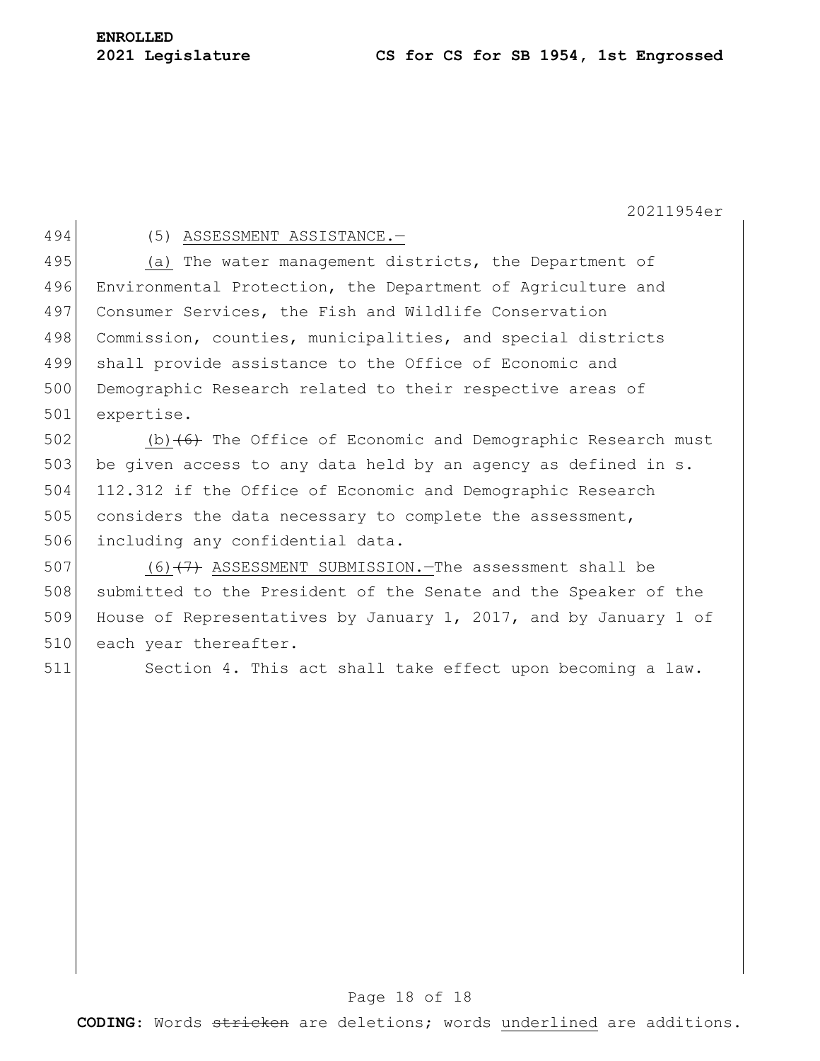(5) ASSESSMENT ASSISTANCE.—

(a) The water management districts, the Department of Environmental Protection, the Department of Agriculture and Consumer Services, the Fish and Wildlife Conservation Commission, counties, municipalities, and special districts shall provide assistance to the Office of Economic and Demographic Research related to their respective areas of expertise.

(b)~~(6)~~ The Office of Economic and Demographic Research must be given access to any data held by an agency as defined in s. 112.312 if the Office of Economic and Demographic Research considers the data necessary to complete the assessment, including any confidential data.

(6)~~(7)~~ ASSESSMENT SUBMISSION.—The assessment shall be submitted to the President of the Senate and the Speaker of the House of Representatives by January 1, 2017, and by January 1 of each year thereafter.

Section 4. This act shall take effect upon becoming a law.